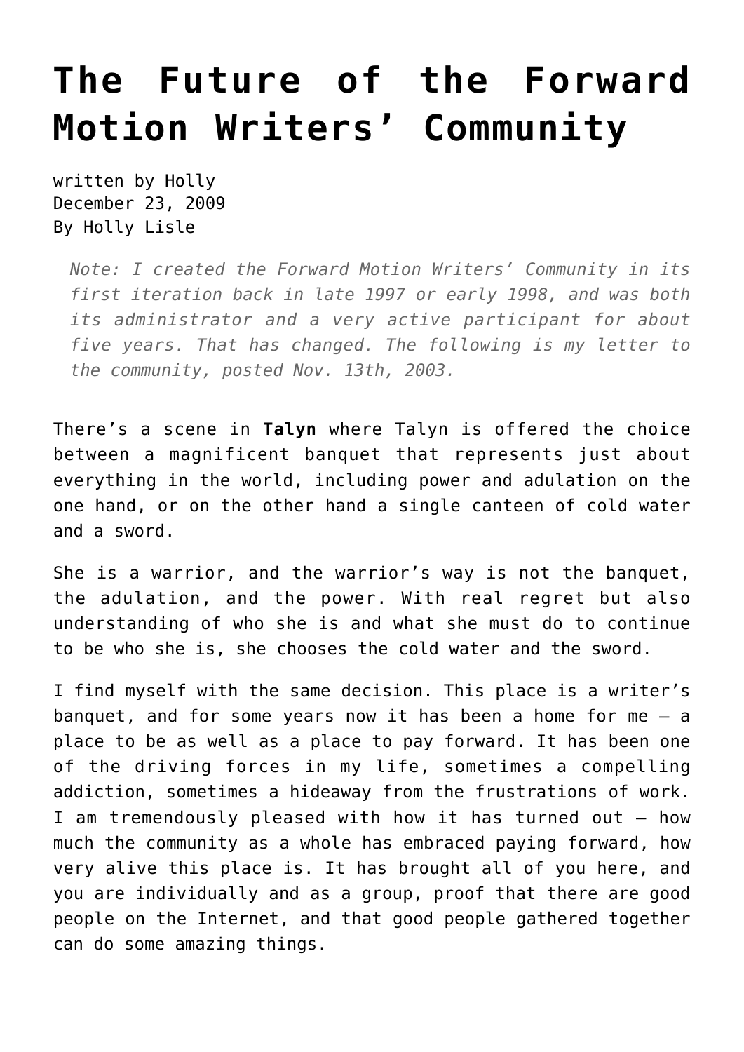# The Future of the Forward Motion Writers' Community

written by Holly
December 23, 2009
By Holly Lisle

> *Note: I created the Forward Motion Writers' Community in its first iteration back in late 1997 or early 1998, and was both its administrator and a very active participant for about five years. That has changed. The following is my letter to the community, posted Nov. 13th, 2003.*

There's a scene in **Talyn** where Talyn is offered the choice between a magnificent banquet that represents just about everything in the world, including power and adulation on the one hand, or on the other hand a single canteen of cold water and a sword.

She is a warrior, and the warrior's way is not the banquet, the adulation, and the power. With real regret but also understanding of who she is and what she must do to continue to be who she is, she chooses the cold water and the sword.

I find myself with the same decision. This place is a writer's banquet, and for some years now it has been a home for me – a place to be as well as a place to pay forward. It has been one of the driving forces in my life, sometimes a compelling addiction, sometimes a hideaway from the frustrations of work. I am tremendously pleased with how it has turned out – how much the community as a whole has embraced paying forward, how very alive this place is. It has brought all of you here, and you are individually and as a group, proof that there are good people on the Internet, and that good people gathered together can do some amazing things.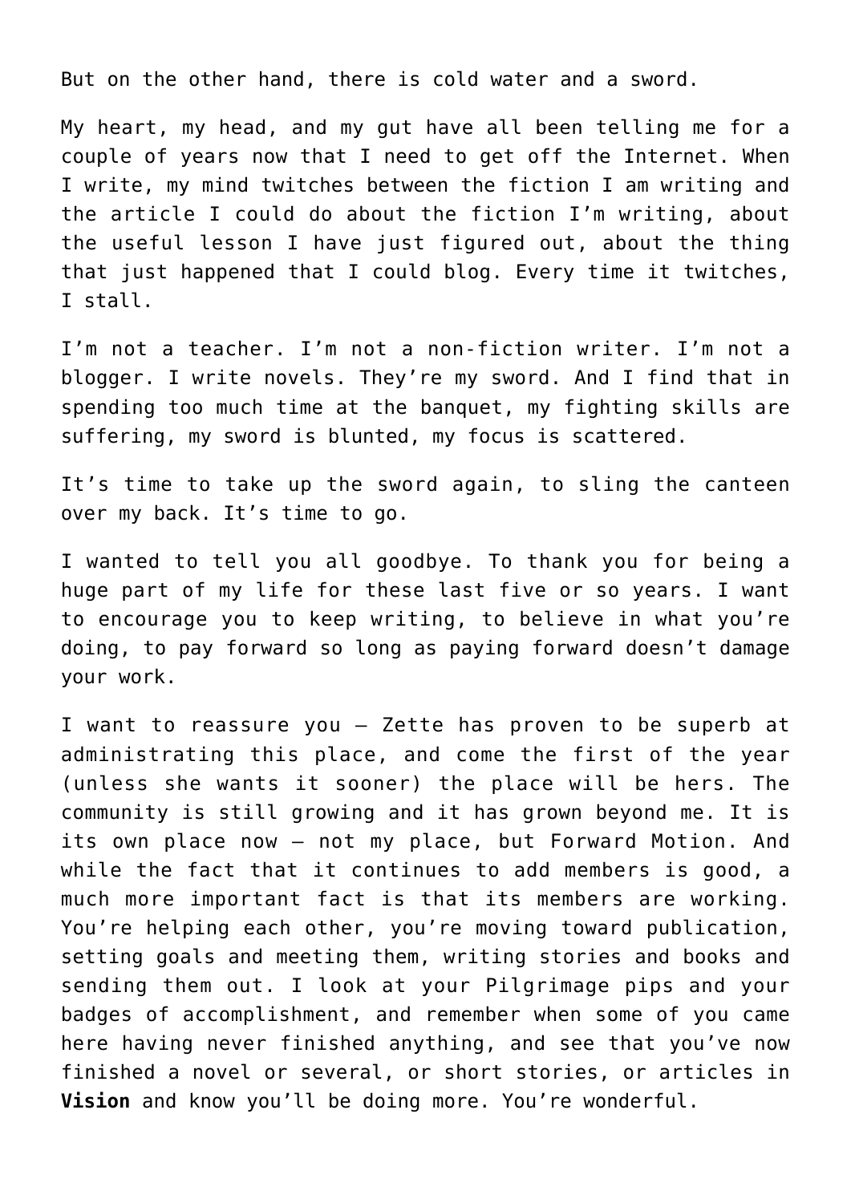But on the other hand, there is cold water and a sword.

My heart, my head, and my gut have all been telling me for a couple of years now that I need to get off the Internet. When I write, my mind twitches between the fiction I am writing and the article I could do about the fiction I'm writing, about the useful lesson I have just figured out, about the thing that just happened that I could blog. Every time it twitches, I stall.

I'm not a teacher. I'm not a non-fiction writer. I'm not a blogger. I write novels. They're my sword. And I find that in spending too much time at the banquet, my fighting skills are suffering, my sword is blunted, my focus is scattered.

It's time to take up the sword again, to sling the canteen over my back. It's time to go.

I wanted to tell you all goodbye. To thank you for being a huge part of my life for these last five or so years. I want to encourage you to keep writing, to believe in what you're doing, to pay forward so long as paying forward doesn't damage your work.

I want to reassure you – Zette has proven to be superb at administrating this place, and come the first of the year (unless she wants it sooner) the place will be hers. The community is still growing and it has grown beyond me. It is its own place now – not my place, but Forward Motion. And while the fact that it continues to add members is good, a much more important fact is that its members are working. You're helping each other, you're moving toward publication, setting goals and meeting them, writing stories and books and sending them out. I look at your Pilgrimage pips and your badges of accomplishment, and remember when some of you came here having never finished anything, and see that you've now finished a novel or several, or short stories, or articles in **Vision** and know you'll be doing more. You're wonderful.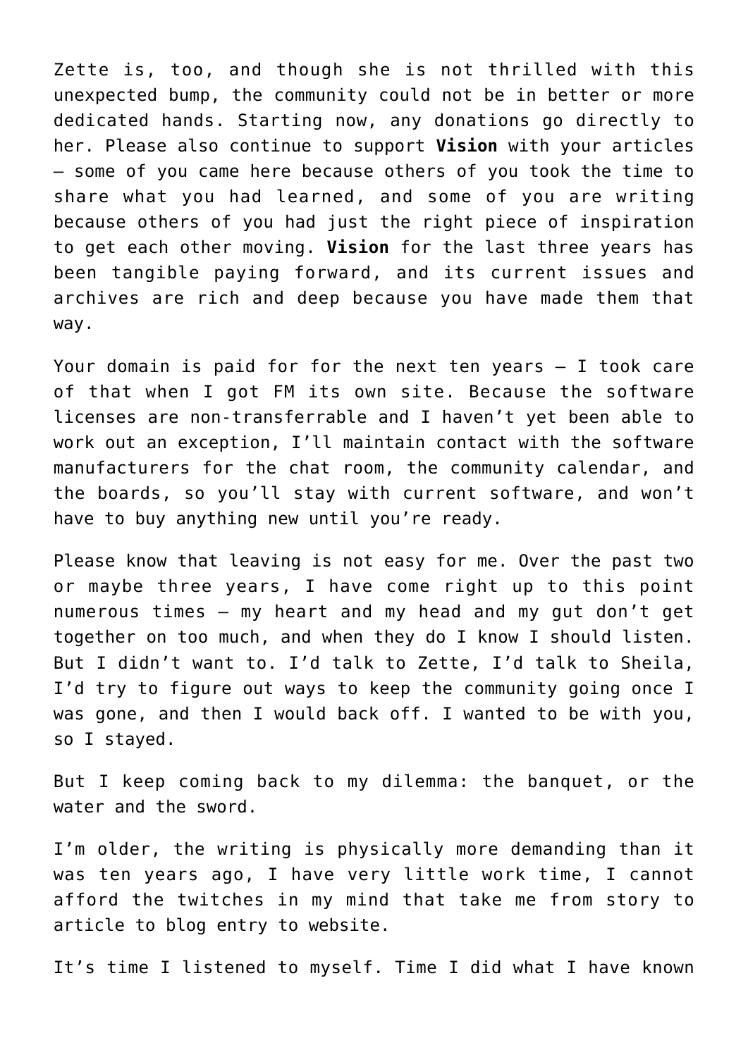Zette is, too, and though she is not thrilled with this unexpected bump, the community could not be in better or more dedicated hands. Starting now, any donations go directly to her. Please also continue to support **Vision** with your articles – some of you came here because others of you took the time to share what you had learned, and some of you are writing because others of you had just the right piece of inspiration to get each other moving. **Vision** for the last three years has been tangible paying forward, and its current issues and archives are rich and deep because you have made them that way.

Your domain is paid for for the next ten years – I took care of that when I got FM its own site. Because the software licenses are non-transferrable and I haven't yet been able to work out an exception, I'll maintain contact with the software manufacturers for the chat room, the community calendar, and the boards, so you'll stay with current software, and won't have to buy anything new until you're ready.

Please know that leaving is not easy for me. Over the past two or maybe three years, I have come right up to this point numerous times – my heart and my head and my gut don't get together on too much, and when they do I know I should listen. But I didn't want to. I'd talk to Zette, I'd talk to Sheila, I'd try to figure out ways to keep the community going once I was gone, and then I would back off. I wanted to be with you, so I stayed.

But I keep coming back to my dilemma: the banquet, or the water and the sword.

I'm older, the writing is physically more demanding than it was ten years ago, I have very little work time, I cannot afford the twitches in my mind that take me from story to article to blog entry to website.

It's time I listened to myself. Time I did what I have known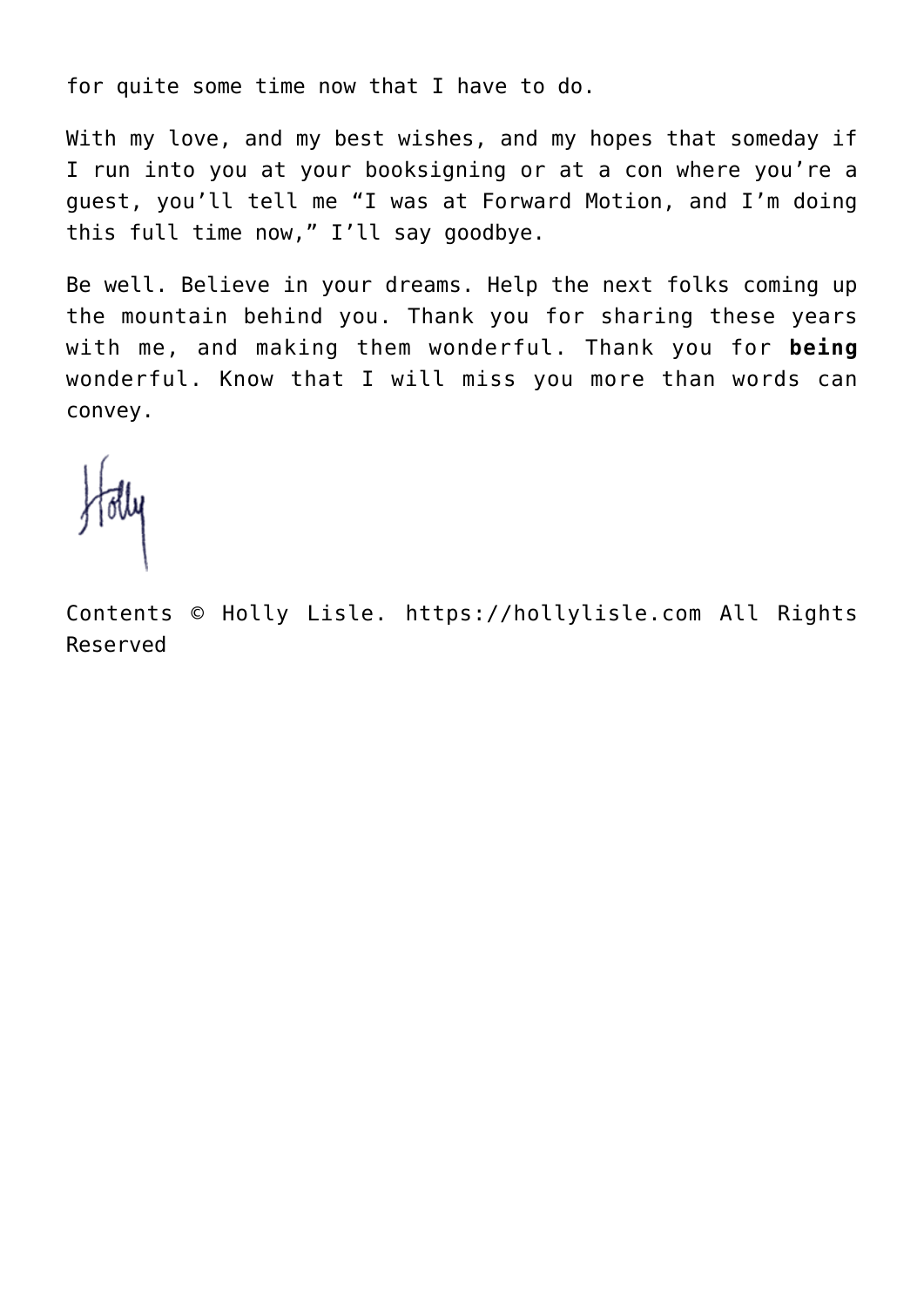for quite some time now that I have to do.

With my love, and my best wishes, and my hopes that someday if I run into you at your booksigning or at a con where you're a guest, you'll tell me "I was at Forward Motion, and I'm doing this full time now," I'll say goodbye.

Be well. Believe in your dreams. Help the next folks coming up the mountain behind you. Thank you for sharing these years with me, and making them wonderful. Thank you for **being** wonderful. Know that I will miss you more than words can convey.

Holly

Contents © Holly Lisle. https://hollylisle.com All Rights Reserved